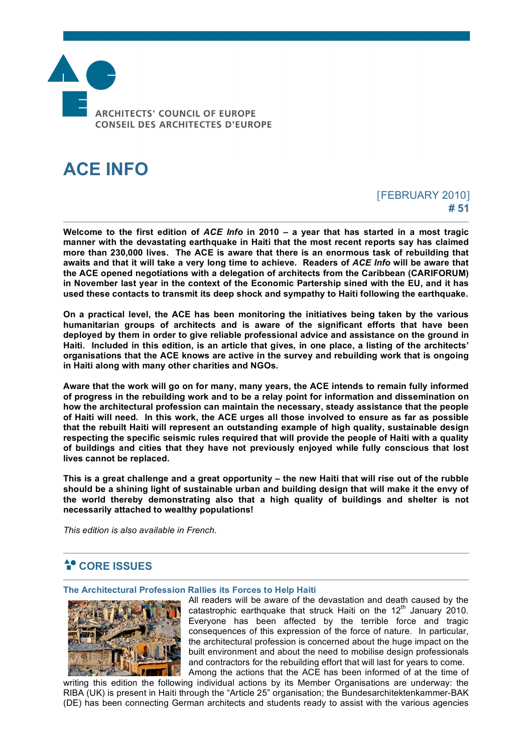ARCHITECTS' COUNCIL OF EUROPE
CONSEIL DES ARCHITECTES D'EUROPE

# ACE INFO

[FEBRUARY 2010]
**# 51**

**Welcome to the first edition of *ACE Info* in 2010 – a year that has started in a most tragic manner with the devastating earthquake in Haiti that the most recent reports say has claimed more than 230,000 lives. The ACE is aware that there is an enormous task of rebuilding that awaits and that it will take a very long time to achieve. Readers of *ACE Info* will be aware that the ACE opened negotiations with a delegation of architects from the Caribbean (CARIFORUM) in November last year in the context of the Economic Partership sined with the EU, and it has used these contacts to transmit its deep shock and sympathy to Haiti following the earthquake.**

**On a practical level, the ACE has been monitoring the initiatives being taken by the various humanitarian groups of architects and is aware of the significant efforts that have been deployed by them in order to give reliable professional advice and assistance on the ground in Haiti. Included in this edition, is an article that gives, in one place, a listing of the architects' organisations that the ACE knows are active in the survey and rebuilding work that is ongoing in Haiti along with many other charities and NGOs.**

**Aware that the work will go on for many, many years, the ACE intends to remain fully informed of progress in the rebuilding work and to be a relay point for information and dissemination on how the architectural profession can maintain the necessary, steady assistance that the people of Haiti will need. In this work, the ACE urges all those involved to ensure as far as possible that the rebuilt Haiti will represent an outstanding example of high quality, sustainable design respecting the specific seismic rules required that will provide the people of Haiti with a quality of buildings and cities that they have not previously enjoyed while fully conscious that lost lives cannot be replaced.**

**This is a great challenge and a great opportunity – the new Haiti that will rise out of the rubble should be a shining light of sustainable urban and building design that will make it the envy of the world thereby demonstrating also that a high quality of buildings and shelter is not necessarily attached to wealthy populations!**

*This edition is also available in French.*

## CORE ISSUES

### The Architectural Profession Rallies its Forces to Help Haiti

All readers will be aware of the devastation and death caused by the catastrophic earthquake that struck Haiti on the 12th January 2010. Everyone has been affected by the terrible force and tragic consequences of this expression of the force of nature. In particular, the architectural profession is concerned about the huge impact on the built environment and about the need to mobilise design professionals and contractors for the rebuilding effort that will last for years to come. Among the actions that the ACE has been informed of at the time of writing this edition the following individual actions by its Member Organisations are underway: the RIBA (UK) is present in Haiti through the "Article 25" organisation; the Bundesarchitektenkammer-BAK (DE) has been connecting German architects and students ready to assist with the various agencies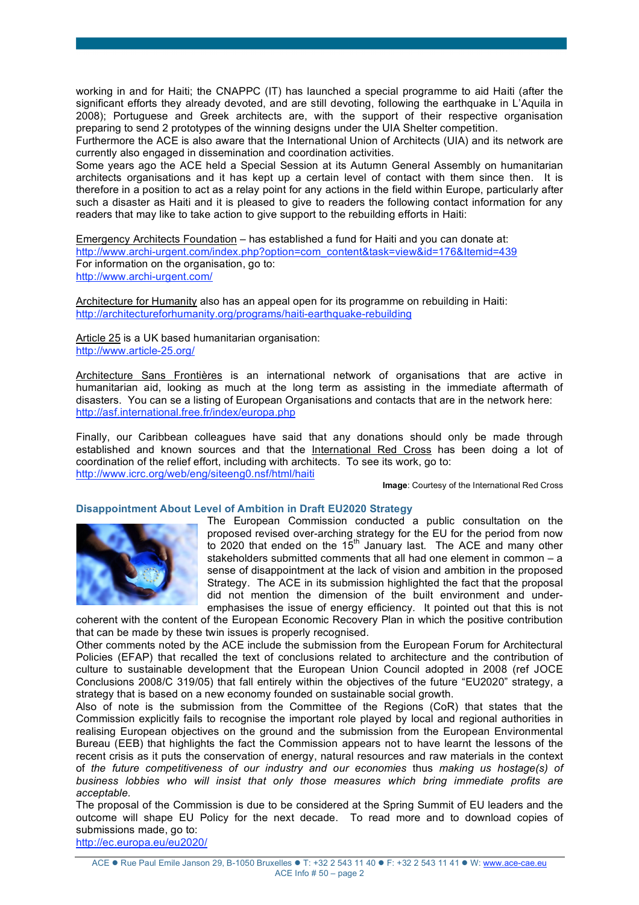working in and for Haiti; the CNAPPC (IT) has launched a special programme to aid Haiti (after the significant efforts they already devoted, and are still devoting, following the earthquake in L'Aquila in 2008); Portuguese and Greek architects are, with the support of their respective organisation preparing to send 2 prototypes of the winning designs under the UIA Shelter competition.

Furthermore the ACE is also aware that the International Union of Architects (UIA) and its network are currently also engaged in dissemination and coordination activities.

Some years ago the ACE held a Special Session at its Autumn General Assembly on humanitarian architects organisations and it has kept up a certain level of contact with them since then. It is therefore in a position to act as a relay point for any actions in the field within Europe, particularly after such a disaster as Haiti and it is pleased to give to readers the following contact information for any readers that may like to take action to give support to the rebuilding efforts in Haiti:

Emergency Architects Foundation – has established a fund for Haiti and you can donate at:
http://www.archi-urgent.com/index.php?option=com_content&task=view&id=176&Itemid=439
For information on the organisation, go to:
http://www.archi-urgent.com/

Architecture for Humanity also has an appeal open for its programme on rebuilding in Haiti:
http://architectureforhumanity.org/programs/haiti-earthquake-rebuilding

Article 25 is a UK based humanitarian organisation:
http://www.article-25.org/

Architecture Sans Frontières is an international network of organisations that are active in humanitarian aid, looking as much at the long term as assisting in the immediate aftermath of disasters. You can se a listing of European Organisations and contacts that are in the network here:
http://asf.international.free.fr/index/europa.php

Finally, our Caribbean colleagues have said that any donations should only be made through established and known sources and that the International Red Cross has been doing a lot of coordination of the relief effort, including with architects. To see its work, go to:
http://www.icrc.org/web/eng/siteeng0.nsf/html/haiti

**Image**: Courtesy of the International Red Cross

## Disappointment About Level of Ambition in Draft EU2020 Strategy

The European Commission conducted a public consultation on the proposed revised over-arching strategy for the EU for the period from now to 2020 that ended on the 15th January last. The ACE and many other stakeholders submitted comments that all had one element in common – a sense of disappointment at the lack of vision and ambition in the proposed Strategy. The ACE in its submission highlighted the fact that the proposal did not mention the dimension of the built environment and under-emphasises the issue of energy efficiency. It pointed out that this is not coherent with the content of the European Economic Recovery Plan in which the positive contribution that can be made by these twin issues is properly recognised.

Other comments noted by the ACE include the submission from the European Forum for Architectural Policies (EFAP) that recalled the text of conclusions related to architecture and the contribution of culture to sustainable development that the European Union Council adopted in 2008 (ref JOCE Conclusions 2008/C 319/05) that fall entirely within the objectives of the future "EU2020" strategy, a strategy that is based on a new economy founded on sustainable social growth.

Also of note is the submission from the Committee of the Regions (CoR) that states that the Commission explicitly fails to recognise the important role played by local and regional authorities in realising European objectives on the ground and the submission from the European Environmental Bureau (EEB) that highlights the fact the Commission appears not to have learnt the lessons of the recent crisis as it puts the conservation of energy, natural resources and raw materials in the context of *the future competitiveness of our industry and our economies* thus *making us hostage(s) of business lobbies who will insist that only those measures which bring immediate profits are acceptable.*

The proposal of the Commission is due to be considered at the Spring Summit of EU leaders and the outcome will shape EU Policy for the next decade. To read more and to download copies of submissions made, go to:
http://ec.europa.eu/eu2020/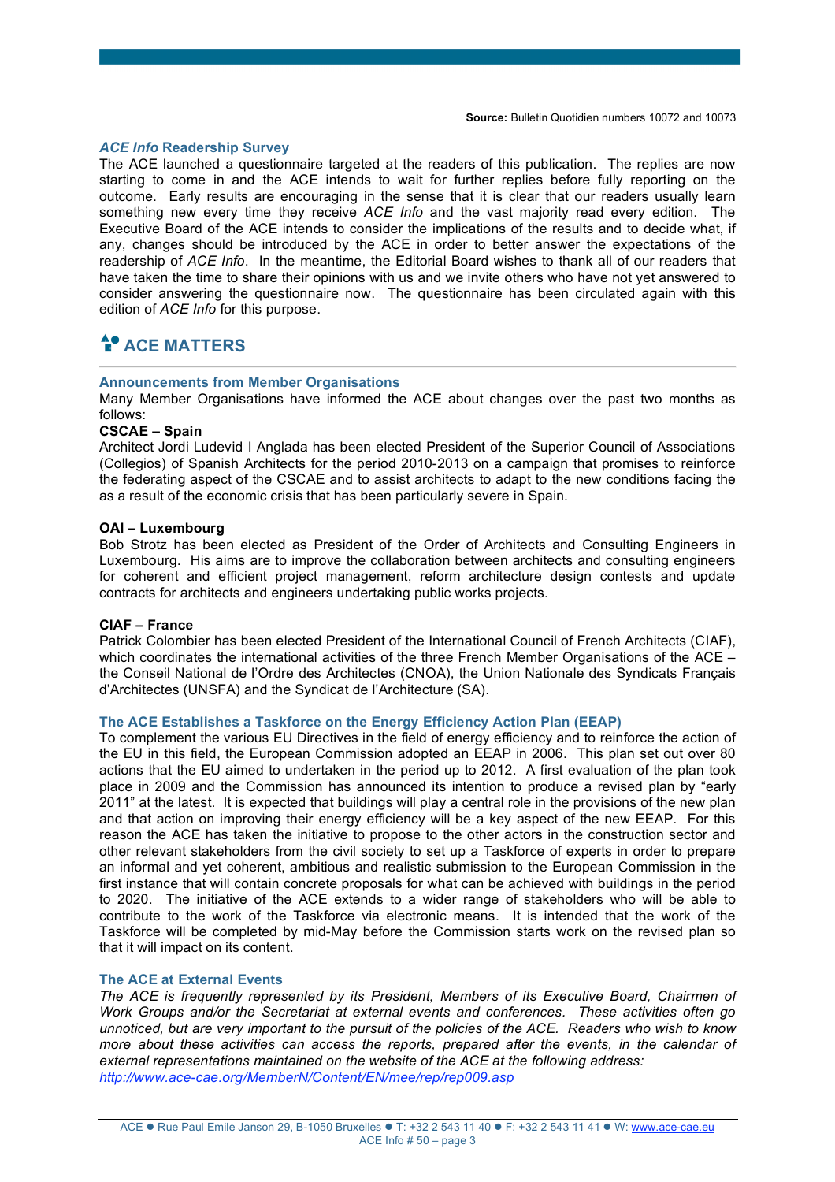**Source:** Bulletin Quotidien numbers 10072 and 10073

### *ACE Info* Readership Survey

The ACE launched a questionnaire targeted at the readers of this publication. The replies are now starting to come in and the ACE intends to wait for further replies before fully reporting on the outcome. Early results are encouraging in the sense that it is clear that our readers usually learn something new every time they receive *ACE Info* and the vast majority read every edition. The Executive Board of the ACE intends to consider the implications of the results and to decide what, if any, changes should be introduced by the ACE in order to better answer the expectations of the readership of *ACE Info*. In the meantime, the Editorial Board wishes to thank all of our readers that have taken the time to share their opinions with us and we invite others who have not yet answered to consider answering the questionnaire now. The questionnaire has been circulated again with this edition of *ACE Info* for this purpose.

## ACE MATTERS

### Announcements from Member Organisations

Many Member Organisations have informed the ACE about changes over the past two months as follows:

**CSCAE – Spain**

Architect Jordi Ludevid I Anglada has been elected President of the Superior Council of Associations (Collegios) of Spanish Architects for the period 2010-2013 on a campaign that promises to reinforce the federating aspect of the CSCAE and to assist architects to adapt to the new conditions facing the as a result of the economic crisis that has been particularly severe in Spain.

**OAI – Luxembourg**

Bob Strotz has been elected as President of the Order of Architects and Consulting Engineers in Luxembourg. His aims are to improve the collaboration between architects and consulting engineers for coherent and efficient project management, reform architecture design contests and update contracts for architects and engineers undertaking public works projects.

**CIAF – France**

Patrick Colombier has been elected President of the International Council of French Architects (CIAF), which coordinates the international activities of the three French Member Organisations of the ACE – the Conseil National de l'Ordre des Architectes (CNOA), the Union Nationale des Syndicats Français d'Architectes (UNSFA) and the Syndicat de l'Architecture (SA).

### The ACE Establishes a Taskforce on the Energy Efficiency Action Plan (EEAP)

To complement the various EU Directives in the field of energy efficiency and to reinforce the action of the EU in this field, the European Commission adopted an EEAP in 2006. This plan set out over 80 actions that the EU aimed to undertaken in the period up to 2012. A first evaluation of the plan took place in 2009 and the Commission has announced its intention to produce a revised plan by "early 2011" at the latest. It is expected that buildings will play a central role in the provisions of the new plan and that action on improving their energy efficiency will be a key aspect of the new EEAP. For this reason the ACE has taken the initiative to propose to the other actors in the construction sector and other relevant stakeholders from the civil society to set up a Taskforce of experts in order to prepare an informal and yet coherent, ambitious and realistic submission to the European Commission in the first instance that will contain concrete proposals for what can be achieved with buildings in the period to 2020. The initiative of the ACE extends to a wider range of stakeholders who will be able to contribute to the work of the Taskforce via electronic means. It is intended that the work of the Taskforce will be completed by mid-May before the Commission starts work on the revised plan so that it will impact on its content.

### The ACE at External Events

*The ACE is frequently represented by its President, Members of its Executive Board, Chairmen of Work Groups and/or the Secretariat at external events and conferences. These activities often go unnoticed, but are very important to the pursuit of the policies of the ACE. Readers who wish to know more about these activities can access the reports, prepared after the events, in the calendar of external representations maintained on the website of the ACE at the following address:* [http://www.ace-cae.org/MemberN/Content/EN/mee/rep/rep009.asp](http://www.ace-cae.org/MemberN/Content/EN/mee/rep/rep009.asp)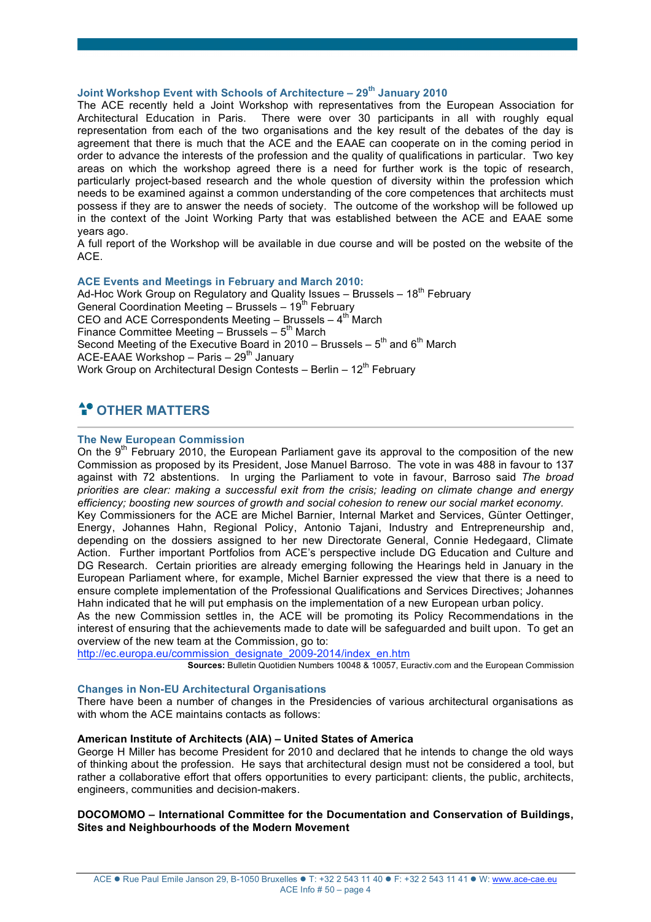### Joint Workshop Event with Schools of Architecture – 29th January 2010

The ACE recently held a Joint Workshop with representatives from the European Association for Architectural Education in Paris. There were over 30 participants in all with roughly equal representation from each of the two organisations and the key result of the debates of the day is agreement that there is much that the ACE and the EAAE can cooperate on in the coming period in order to advance the interests of the profession and the quality of qualifications in particular. Two key areas on which the workshop agreed there is a need for further work is the topic of research, particularly project-based research and the whole question of diversity within the profession which needs to be examined against a common understanding of the core competences that architects must possess if they are to answer the needs of society. The outcome of the workshop will be followed up in the context of the Joint Working Party that was established between the ACE and EAAE some years ago.

A full report of the Workshop will be available in due course and will be posted on the website of the ACE.

### ACE Events and Meetings in February and March 2010:

Ad-Hoc Work Group on Regulatory and Quality Issues – Brussels – 18th February
General Coordination Meeting – Brussels – 19th February
CEO and ACE Correspondents Meeting – Brussels – 4th March
Finance Committee Meeting – Brussels – 5th March
Second Meeting of the Executive Board in 2010 – Brussels – 5th and 6th March
ACE-EAAE Workshop – Paris – 29th January
Work Group on Architectural Design Contests – Berlin – 12th February

## OTHER MATTERS

### The New European Commission

On the 9th February 2010, the European Parliament gave its approval to the composition of the new Commission as proposed by its President, Jose Manuel Barroso. The vote in was 488 in favour to 137 against with 72 abstentions. In urging the Parliament to vote in favour, Barroso said *The broad priorities are clear: making a successful exit from the crisis; leading on climate change and energy efficiency; boosting new sources of growth and social cohesion to renew our social market economy.*

Key Commissioners for the ACE are Michel Barnier, Internal Market and Services, Günter Oettinger, Energy, Johannes Hahn, Regional Policy, Antonio Tajani, Industry and Entrepreneurship and, depending on the dossiers assigned to her new Directorate General, Connie Hedegaard, Climate Action. Further important Portfolios from ACE's perspective include DG Education and Culture and DG Research. Certain priorities are already emerging following the Hearings held in January in the European Parliament where, for example, Michel Barnier expressed the view that there is a need to ensure complete implementation of the Professional Qualifications and Services Directives; Johannes Hahn indicated that he will put emphasis on the implementation of a new European urban policy.

As the new Commission settles in, the ACE will be promoting its Policy Recommendations in the interest of ensuring that the achievements made to date will be safeguarded and built upon. To get an overview of the new team at the Commission, go to:
http://ec.europa.eu/commission_designate_2009-2014/index_en.htm

**Sources:** Bulletin Quotidien Numbers 10048 & 10057, Euractiv.com and the European Commission

### Changes in Non-EU Architectural Organisations

There have been a number of changes in the Presidencies of various architectural organisations as with whom the ACE maintains contacts as follows:

**American Institute of Architects (AIA) – United States of America**

George H Miller has become President for 2010 and declared that he intends to change the old ways of thinking about the profession. He says that architectural design must not be considered a tool, but rather a collaborative effort that offers opportunities to every participant: clients, the public, architects, engineers, communities and decision-makers.

**DOCOMOMO – International Committee for the Documentation and Conservation of Buildings, Sites and Neighbourhoods of the Modern Movement**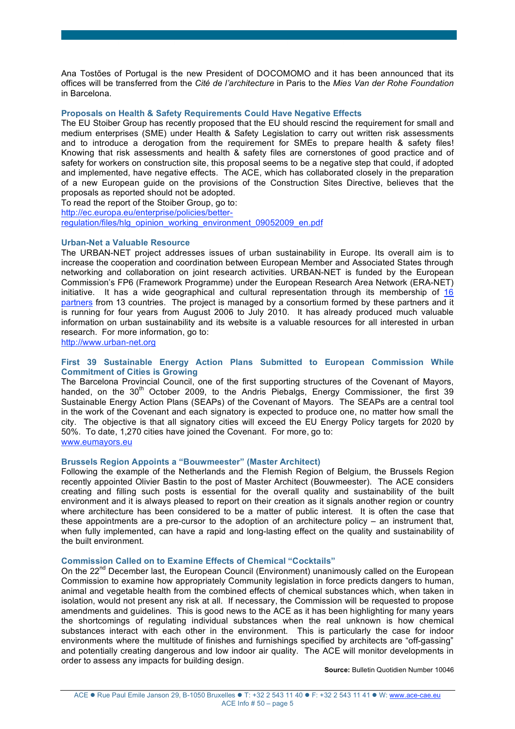Ana Tostões of Portugal is the new President of DOCOMOMO and it has been announced that its offices will be transferred from the *Cité de l'architecture* in Paris to the *Mies Van der Rohe Foundation* in Barcelona.

### Proposals on Health & Safety Requirements Could Have Negative Effects

The EU Stoiber Group has recently proposed that the EU should rescind the requirement for small and medium enterprises (SME) under Health & Safety Legislation to carry out written risk assessments and to introduce a derogation from the requirement for SMEs to prepare health & safety files! Knowing that risk assessments and health & safety files are cornerstones of good practice and of safety for workers on construction site, this proposal seems to be a negative step that could, if adopted and implemented, have negative effects. The ACE, which has collaborated closely in the preparation of a new European guide on the provisions of the Construction Sites Directive, believes that the proposals as reported should not be adopted.

To read the report of the Stoiber Group, go to:
http://ec.europa.eu/enterprise/policies/better-regulation/files/hlg_opinion_working_environment_09052009_en.pdf

### Urban-Net a Valuable Resource

The URBAN-NET project addresses issues of urban sustainability in Europe. Its overall aim is to increase the cooperation and coordination between European Member and Associated States through networking and collaboration on joint research activities. URBAN-NET is funded by the European Commission's FP6 (Framework Programme) under the European Research Area Network (ERA-NET) initiative. It has a wide geographical and cultural representation through its membership of 16 partners from 13 countries. The project is managed by a consortium formed by these partners and it is running for four years from August 2006 to July 2010. It has already produced much valuable information on urban sustainability and its website is a valuable resources for all interested in urban research. For more information, go to:
http://www.urban-net.org

### First 39 Sustainable Energy Action Plans Submitted to European Commission While Commitment of Cities is Growing

The Barcelona Provincial Council, one of the first supporting structures of the Covenant of Mayors, handed, on the 30th October 2009, to the Andris Piebalgs, Energy Commissioner, the first 39 Sustainable Energy Action Plans (SEAPs) of the Covenant of Mayors. The SEAPs are a central tool in the work of the Covenant and each signatory is expected to produce one, no matter how small the city. The objective is that all signatory cities will exceed the EU Energy Policy targets for 2020 by 50%. To date, 1,270 cities have joined the Covenant. For more, go to:
www.eumayors.eu

### Brussels Region Appoints a "Bouwmeester" (Master Architect)

Following the example of the Netherlands and the Flemish Region of Belgium, the Brussels Region recently appointed Olivier Bastin to the post of Master Architect (Bouwmeester). The ACE considers creating and filling such posts is essential for the overall quality and sustainability of the built environment and it is always pleased to report on their creation as it signals another region or country where architecture has been considered to be a matter of public interest. It is often the case that these appointments are a pre-cursor to the adoption of an architecture policy – an instrument that, when fully implemented, can have a rapid and long-lasting effect on the quality and sustainability of the built environment.

### Commission Called on to Examine Effects of Chemical "Cocktails"

On the 22nd December last, the European Council (Environment) unanimously called on the European Commission to examine how appropriately Community legislation in force predicts dangers to human, animal and vegetable health from the combined effects of chemical substances which, when taken in isolation, would not present any risk at all. If necessary, the Commission will be requested to propose amendments and guidelines. This is good news to the ACE as it has been highlighting for many years the shortcomings of regulating individual substances when the real unknown is how chemical substances interact with each other in the environment. This is particularly the case for indoor environments where the multitude of finishes and furnishings specified by architects are "off-gassing" and potentially creating dangerous and low indoor air quality. The ACE will monitor developments in order to assess any impacts for building design.

**Source:** Bulletin Quotidien Number 10046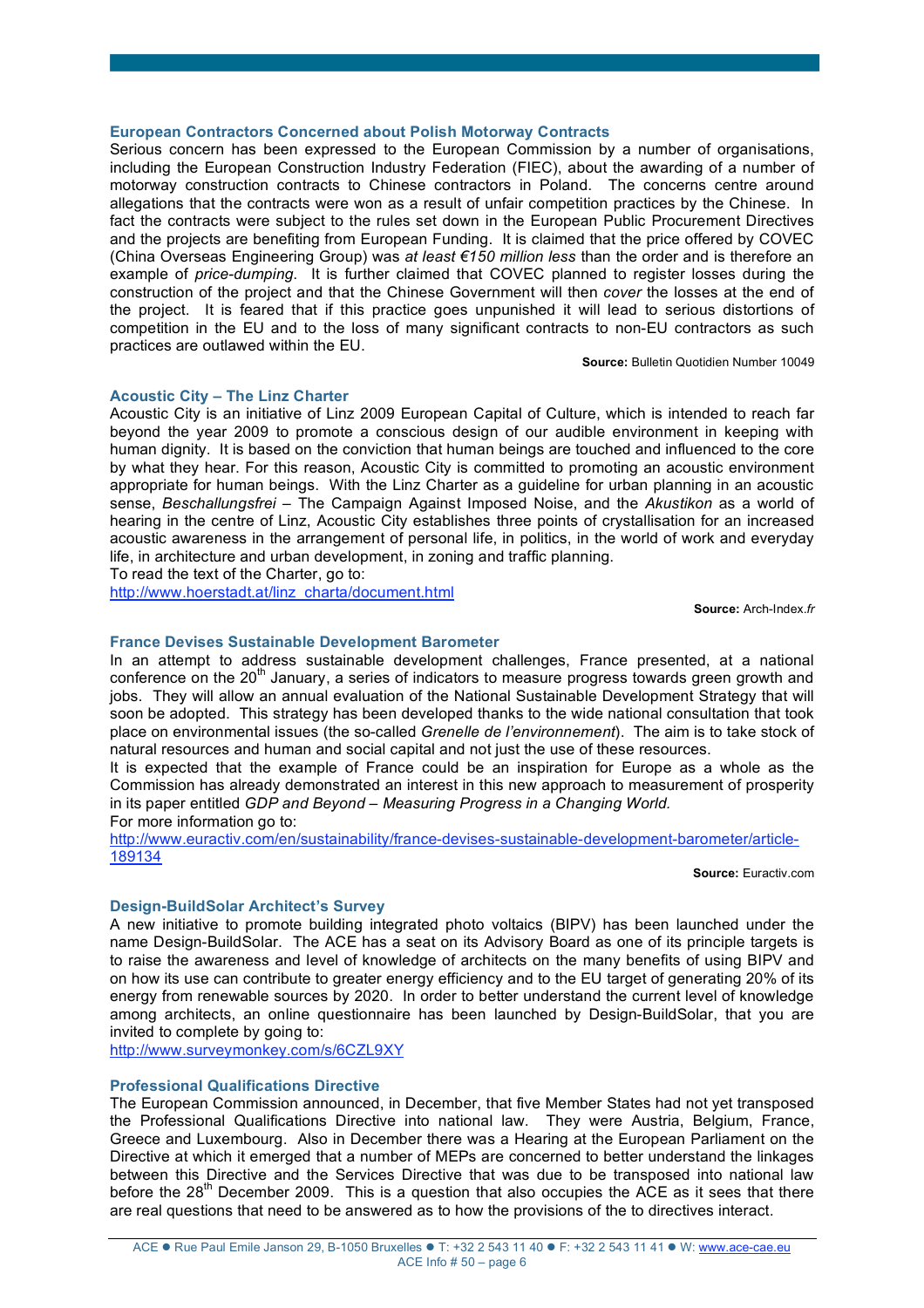### European Contractors Concerned about Polish Motorway Contracts

Serious concern has been expressed to the European Commission by a number of organisations, including the European Construction Industry Federation (FIEC), about the awarding of a number of motorway construction contracts to Chinese contractors in Poland. The concerns centre around allegations that the contracts were won as a result of unfair competition practices by the Chinese. In fact the contracts were subject to the rules set down in the European Public Procurement Directives and the projects are benefiting from European Funding. It is claimed that the price offered by COVEC (China Overseas Engineering Group) was *at least €150 million less* than the order and is therefore an example of *price-dumping*. It is further claimed that COVEC planned to register losses during the construction of the project and that the Chinese Government will then *cover* the losses at the end of the project. It is feared that if this practice goes unpunished it will lead to serious distortions of competition in the EU and to the loss of many significant contracts to non-EU contractors as such practices are outlawed within the EU.

**Source:** Bulletin Quotidien Number 10049

### Acoustic City – The Linz Charter

Acoustic City is an initiative of Linz 2009 European Capital of Culture, which is intended to reach far beyond the year 2009 to promote a conscious design of our audible environment in keeping with human dignity. It is based on the conviction that human beings are touched and influenced to the core by what they hear. For this reason, Acoustic City is committed to promoting an acoustic environment appropriate for human beings. With the Linz Charter as a guideline for urban planning in an acoustic sense, *Beschallungsfrei* – The Campaign Against Imposed Noise, and the *Akustikon* as a world of hearing in the centre of Linz, Acoustic City establishes three points of crystallisation for an increased acoustic awareness in the arrangement of personal life, in politics, in the world of work and everyday life, in architecture and urban development, in zoning and traffic planning.
To read the text of the Charter, go to:
http://www.hoerstadt.at/linz_charta/document.html

**Source:** Arch-Index.*fr*

### France Devises Sustainable Development Barometer

In an attempt to address sustainable development challenges, France presented, at a national conference on the 20th January, a series of indicators to measure progress towards green growth and jobs. They will allow an annual evaluation of the National Sustainable Development Strategy that will soon be adopted. This strategy has been developed thanks to the wide national consultation that took place on environmental issues (the so-called *Grenelle de l'environnement*). The aim is to take stock of natural resources and human and social capital and not just the use of these resources.
It is expected that the example of France could be an inspiration for Europe as a whole as the Commission has already demonstrated an interest in this new approach to measurement of prosperity in its paper entitled *GDP and Beyond – Measuring Progress in a Changing World.*
For more information go to:
http://www.euractiv.com/en/sustainability/france-devises-sustainable-development-barometer/article-189134

**Source:** Euractiv.com

### Design-BuildSolar Architect's Survey

A new initiative to promote building integrated photo voltaics (BIPV) has been launched under the name Design-BuildSolar. The ACE has a seat on its Advisory Board as one of its principle targets is to raise the awareness and level of knowledge of architects on the many benefits of using BIPV and on how its use can contribute to greater energy efficiency and to the EU target of generating 20% of its energy from renewable sources by 2020. In order to better understand the current level of knowledge among architects, an online questionnaire has been launched by Design-BuildSolar, that you are invited to complete by going to:
http://www.surveymonkey.com/s/6CZL9XY

### Professional Qualifications Directive

The European Commission announced, in December, that five Member States had not yet transposed the Professional Qualifications Directive into national law. They were Austria, Belgium, France, Greece and Luxembourg. Also in December there was a Hearing at the European Parliament on the Directive at which it emerged that a number of MEPs are concerned to better understand the linkages between this Directive and the Services Directive that was due to be transposed into national law before the 28th December 2009. This is a question that also occupies the ACE as it sees that there are real questions that need to be answered as to how the provisions of the to directives interact.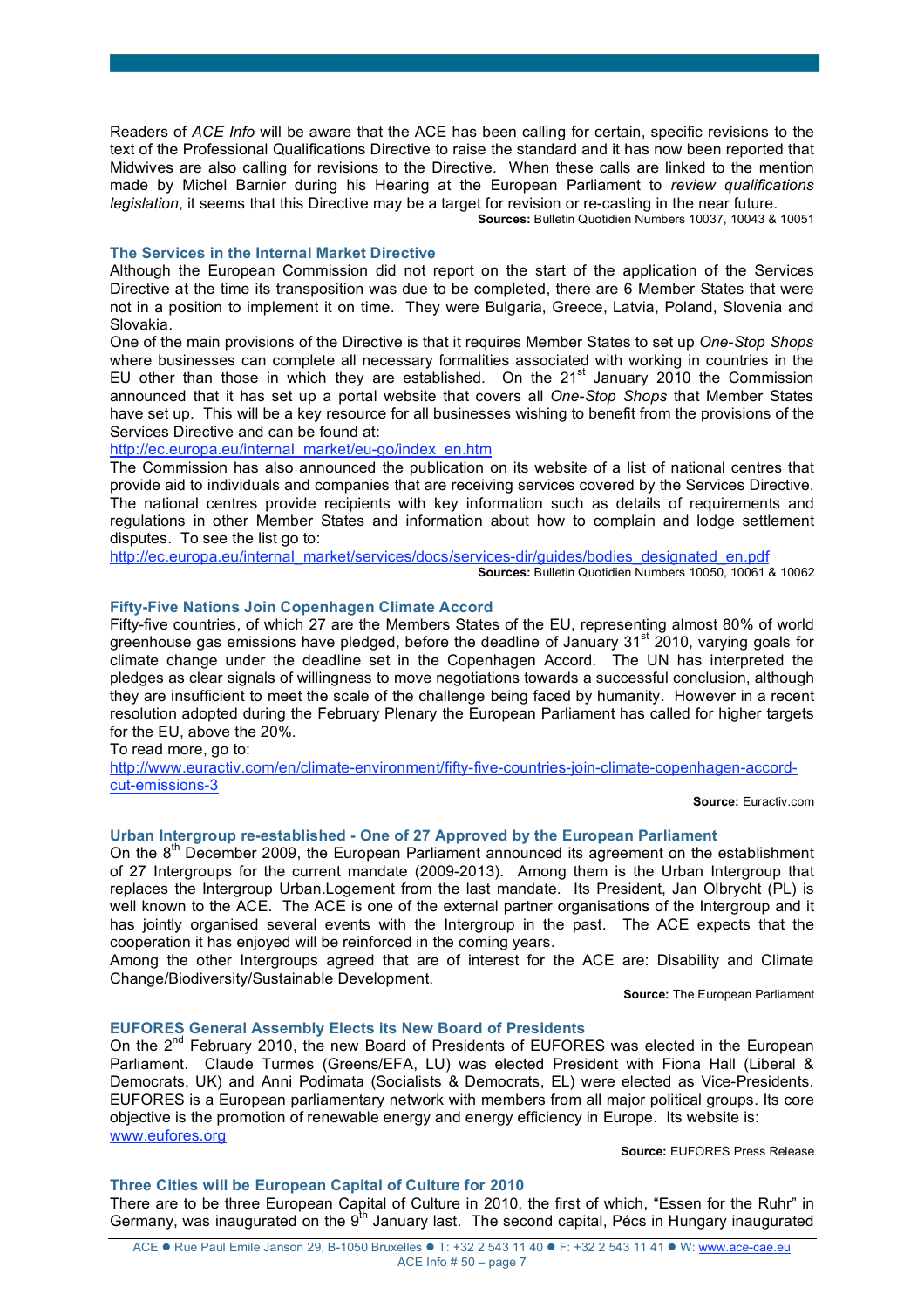Readers of *ACE Info* will be aware that the ACE has been calling for certain, specific revisions to the text of the Professional Qualifications Directive to raise the standard and it has now been reported that Midwives are also calling for revisions to the Directive. When these calls are linked to the mention made by Michel Barnier during his Hearing at the European Parliament to *review qualifications legislation*, it seems that this Directive may be a target for revision or re-casting in the near future.

**Sources:** Bulletin Quotidien Numbers 10037, 10043 & 10051

### The Services in the Internal Market Directive

Although the European Commission did not report on the start of the application of the Services Directive at the time its transposition was due to be completed, there are 6 Member States that were not in a position to implement it on time. They were Bulgaria, Greece, Latvia, Poland, Slovenia and Slovakia.

One of the main provisions of the Directive is that it requires Member States to set up *One-Stop Shops* where businesses can complete all necessary formalities associated with working in countries in the EU other than those in which they are established. On the 21st January 2010 the Commission announced that it has set up a portal website that covers all *One-Stop Shops* that Member States have set up. This will be a key resource for all businesses wishing to benefit from the provisions of the Services Directive and can be found at:

http://ec.europa.eu/internal_market/eu-go/index_en.htm

The Commission has also announced the publication on its website of a list of national centres that provide aid to individuals and companies that are receiving services covered by the Services Directive. The national centres provide recipients with key information such as details of requirements and regulations in other Member States and information about how to complain and lodge settlement disputes. To see the list go to:

http://ec.europa.eu/internal_market/services/docs/services-dir/guides/bodies_designated_en.pdf

**Sources:** Bulletin Quotidien Numbers 10050, 10061 & 10062

### Fifty-Five Nations Join Copenhagen Climate Accord

Fifty-five countries, of which 27 are the Members States of the EU, representing almost 80% of world greenhouse gas emissions have pledged, before the deadline of January 31st 2010, varying goals for climate change under the deadline set in the Copenhagen Accord. The UN has interpreted the pledges as clear signals of willingness to move negotiations towards a successful conclusion, although they are insufficient to meet the scale of the challenge being faced by humanity. However in a recent resolution adopted during the February Plenary the European Parliament has called for higher targets for the EU, above the 20%.

To read more, go to:

http://www.euractiv.com/en/climate-environment/fifty-five-countries-join-climate-copenhagen-accord-cut-emissions-3

**Source:** Euractiv.com

### Urban Intergroup re-established - One of 27 Approved by the European Parliament

On the 8th December 2009, the European Parliament announced its agreement on the establishment of 27 Intergroups for the current mandate (2009-2013). Among them is the Urban Intergroup that replaces the Intergroup Urban.Logement from the last mandate. Its President, Jan Olbrycht (PL) is well known to the ACE. The ACE is one of the external partner organisations of the Intergroup and it has jointly organised several events with the Intergroup in the past. The ACE expects that the cooperation it has enjoyed will be reinforced in the coming years.

Among the other Intergroups agreed that are of interest for the ACE are: Disability and Climate Change/Biodiversity/Sustainable Development.

**Source:** The European Parliament

### EUFORES General Assembly Elects its New Board of Presidents

On the 2nd February 2010, the new Board of Presidents of EUFORES was elected in the European Parliament. Claude Turmes (Greens/EFA, LU) was elected President with Fiona Hall (Liberal & Democrats, UK) and Anni Podimata (Socialists & Democrats, EL) were elected as Vice-Presidents. EUFORES is a European parliamentary network with members from all major political groups. Its core objective is the promotion of renewable energy and energy efficiency in Europe. Its website is:

www.eufores.org

**Source:** EUFORES Press Release

### Three Cities will be European Capital of Culture for 2010

There are to be three European Capital of Culture in 2010, the first of which, "Essen for the Ruhr" in Germany, was inaugurated on the 9th January last. The second capital, Pécs in Hungary inaugurated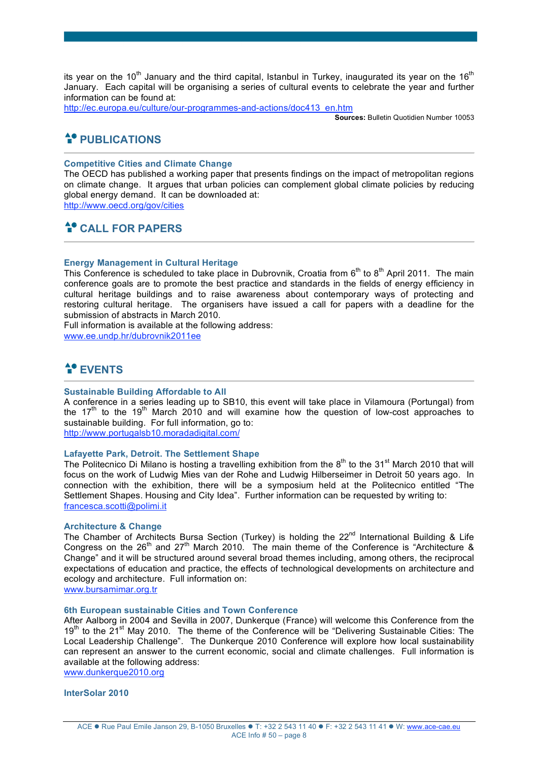its year on the 10th January and the third capital, Istanbul in Turkey, inaugurated its year on the 16th January. Each capital will be organising a series of cultural events to celebrate the year and further information can be found at:
http://ec.europa.eu/culture/our-programmes-and-actions/doc413_en.htm

**Sources:** Bulletin Quotidien Number 10053

## PUBLICATIONS

### Competitive Cities and Climate Change

The OECD has published a working paper that presents findings on the impact of metropolitan regions on climate change. It argues that urban policies can complement global climate policies by reducing global energy demand. It can be downloaded at:
http://www.oecd.org/gov/cities

## CALL FOR PAPERS

### Energy Management in Cultural Heritage

This Conference is scheduled to take place in Dubrovnik, Croatia from 6th to 8th April 2011. The main conference goals are to promote the best practice and standards in the fields of energy efficiency in cultural heritage buildings and to raise awareness about contemporary ways of protecting and restoring cultural heritage. The organisers have issued a call for papers with a deadline for the submission of abstracts in March 2010.
Full information is available at the following address:
www.ee.undp.hr/dubrovnik2011ee

## EVENTS

### Sustainable Building Affordable to All

A conference in a series leading up to SB10, this event will take place in Vilamoura (Portugal) from the 17th to the 19th March 2010 and will examine how the question of low-cost approaches to sustainable building. For full information, go to:
http://www.portugalsb10.moradadigital.com/

### Lafayette Park, Detroit. The Settlement Shape

The Politecnico Di Milano is hosting a travelling exhibition from the 8th to the 31st March 2010 that will focus on the work of Ludwig Mies van der Rohe and Ludwig Hilberseimer in Detroit 50 years ago. In connection with the exhibition, there will be a symposium held at the Politecnico entitled "The Settlement Shapes. Housing and City Idea". Further information can be requested by writing to:
francesca.scotti@polimi.it

### Architecture & Change

The Chamber of Architects Bursa Section (Turkey) is holding the 22nd International Building & Life Congress on the 26th and 27th March 2010. The main theme of the Conference is "Architecture & Change" and it will be structured around several broad themes including, among others, the reciprocal expectations of education and practice, the effects of technological developments on architecture and ecology and architecture. Full information on:
www.bursamimar.org.tr

### 6th European sustainable Cities and Town Conference

After Aalborg in 2004 and Sevilla in 2007, Dunkerque (France) will welcome this Conference from the 19th to the 21st May 2010. The theme of the Conference will be "Delivering Sustainable Cities: The Local Leadership Challenge". The Dunkerque 2010 Conference will explore how local sustainability can represent an answer to the current economic, social and climate challenges. Full information is available at the following address:
www.dunkerque2010.org

### InterSolar 2010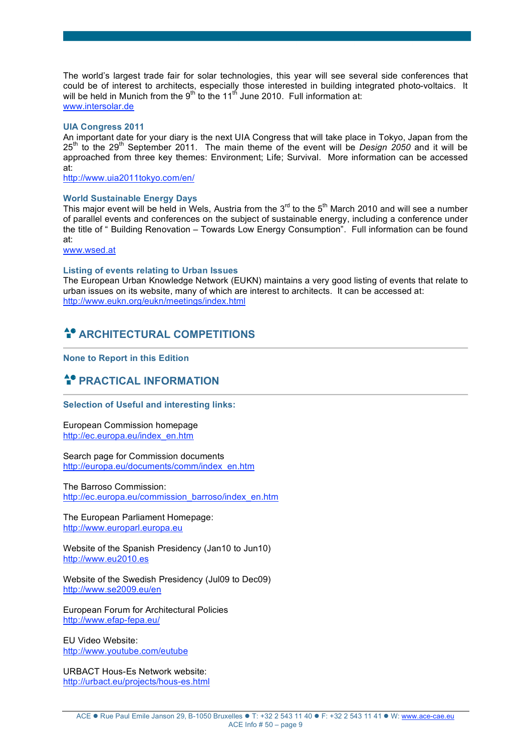The world's largest trade fair for solar technologies, this year will see several side conferences that could be of interest to architects, especially those interested in building integrated photo-voltaics. It will be held in Munich from the 9th to the 11th June 2010. Full information at:
www.intersolar.de

### UIA Congress 2011

An important date for your diary is the next UIA Congress that will take place in Tokyo, Japan from the 25th to the 29th September 2011. The main theme of the event will be *Design 2050* and it will be approached from three key themes: Environment; Life; Survival. More information can be accessed at:
http://www.uia2011tokyo.com/en/

### World Sustainable Energy Days

This major event will be held in Wels, Austria from the 3rd to the 5th March 2010 and will see a number of parallel events and conferences on the subject of sustainable energy, including a conference under the title of " Building Renovation – Towards Low Energy Consumption". Full information can be found at:
www.wsed.at

### Listing of events relating to Urban Issues

The European Urban Knowledge Network (EUKN) maintains a very good listing of events that relate to urban issues on its website, many of which are interest to architects. It can be accessed at:
http://www.eukn.org/eukn/meetings/index.html

## ARCHITECTURAL COMPETITIONS

### None to Report in this Edition

## PRACTICAL INFORMATION

### Selection of Useful and interesting links:

European Commission homepage
http://ec.europa.eu/index_en.htm

Search page for Commission documents
http://europa.eu/documents/comm/index_en.htm

The Barroso Commission:
http://ec.europa.eu/commission_barroso/index_en.htm

The European Parliament Homepage:
http://www.europarl.europa.eu

Website of the Spanish Presidency (Jan10 to Jun10)
http://www.eu2010.es

Website of the Swedish Presidency (Jul09 to Dec09)
http://www.se2009.eu/en

European Forum for Architectural Policies
http://www.efap-fepa.eu/

EU Video Website:
http://www.youtube.com/eutube

URBACT Hous-Es Network website:
http://urbact.eu/projects/hous-es.html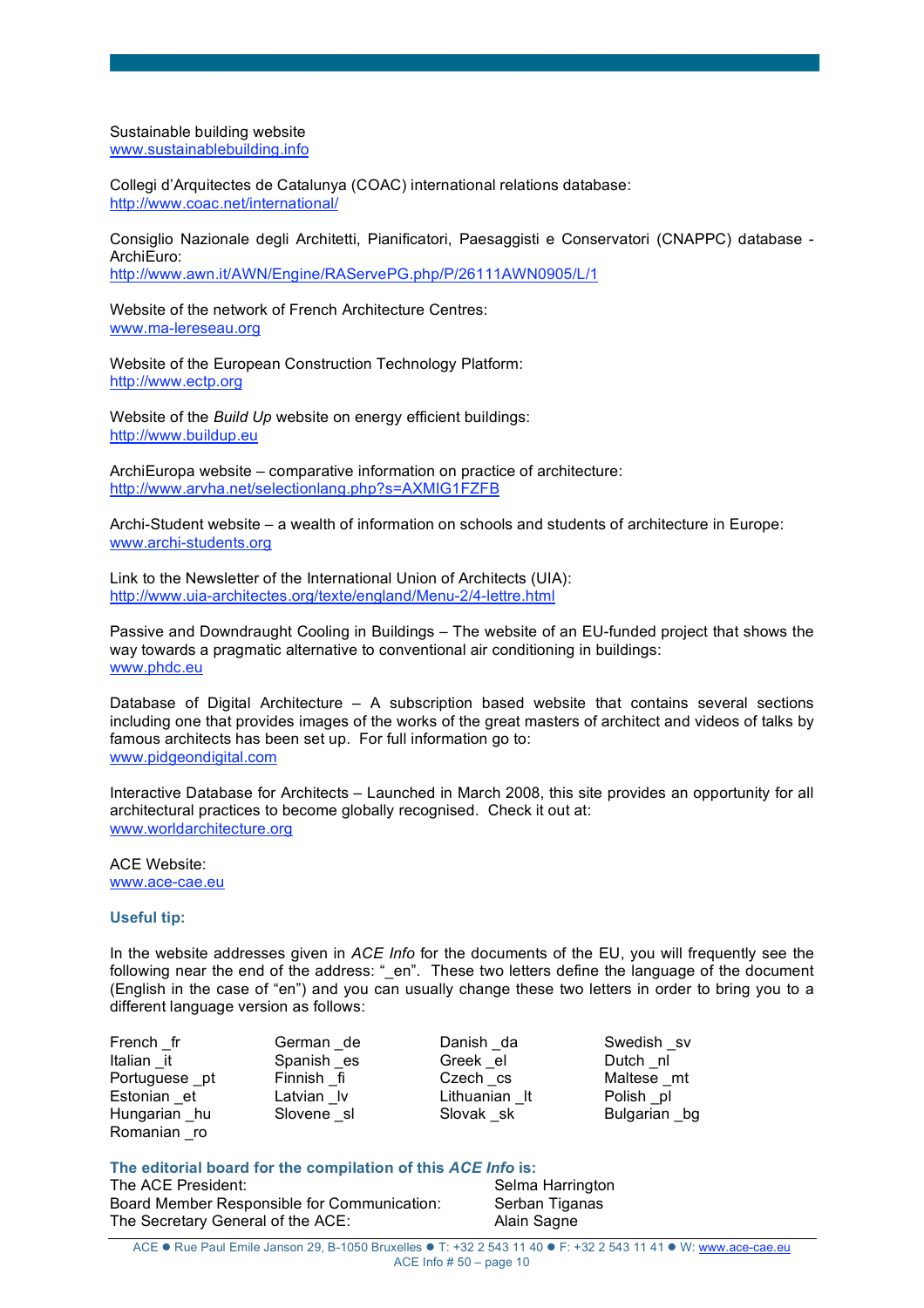Sustainable building website
www.sustainablebuilding.info

Collegi d'Arquitectes de Catalunya (COAC) international relations database:
http://www.coac.net/international/

Consiglio Nazionale degli Architetti, Pianificatori, Paesaggisti e Conservatori (CNAPPC) database - ArchiEuro:
http://www.awn.it/AWN/Engine/RAServePG.php/P/26111AWN0905/L/1

Website of the network of French Architecture Centres:
www.ma-lereseau.org

Website of the European Construction Technology Platform:
http://www.ectp.org

Website of the *Build Up* website on energy efficient buildings:
http://www.buildup.eu

ArchiEuropa website – comparative information on practice of architecture:
http://www.arvha.net/selectionlang.php?s=AXMIG1FZFB

Archi-Student website – a wealth of information on schools and students of architecture in Europe:
www.archi-students.org

Link to the Newsletter of the International Union of Architects (UIA):
http://www.uia-architectes.org/texte/england/Menu-2/4-lettre.html

Passive and Downdraught Cooling in Buildings – The website of an EU-funded project that shows the way towards a pragmatic alternative to conventional air conditioning in buildings:
www.phdc.eu

Database of Digital Architecture – A subscription based website that contains several sections including one that provides images of the works of the great masters of architect and videos of talks by famous architects has been set up. For full information go to:
www.pidgeondigital.com

Interactive Database for Architects – Launched in March 2008, this site provides an opportunity for all architectural practices to become globally recognised. Check it out at:
www.worldarchitecture.org

ACE Website:
www.ace-cae.eu

**Useful tip:**

In the website addresses given in *ACE Info* for the documents of the EU, you will frequently see the following near the end of the address: "_en". These two letters define the language of the document (English in the case of "en") and you can usually change these two letters in order to bring you to a different language version as follows:

| | | | |
|---|---|---|---|
| French _fr | German _de | Danish _da | Swedish _sv |
| Italian _it | Spanish _es | Greek _el | Dutch _nl |
| Portuguese _pt | Finnish _fi | Czech _cs | Maltese _mt |
| Estonian _et | Latvian _lv | Lithuanian _lt | Polish _pl |
| Hungarian _hu | Slovene _sl | Slovak _sk | Bulgarian _bg |
| Romanian _ro | | | |

**The editorial board for the compilation of this *ACE Info* is:**

| | |
|---|---|
| The ACE President: | Selma Harrington |
| Board Member Responsible for Communication: | Serban Tiganas |
| The Secretary General of the ACE: | Alain Sagne |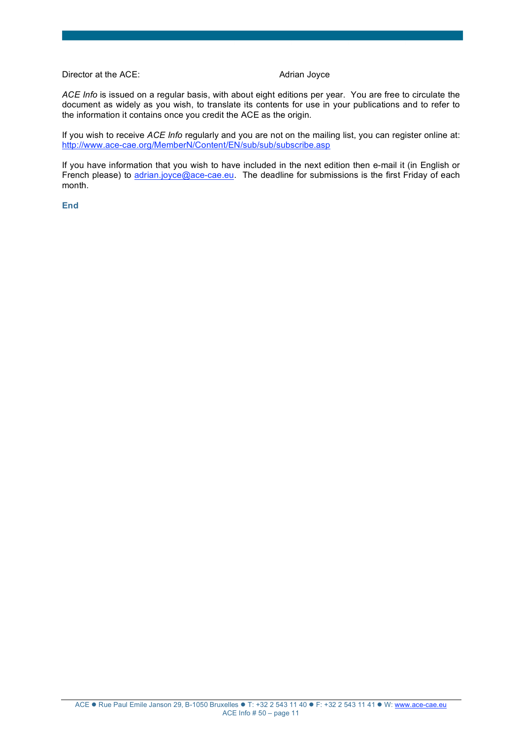Director at the ACE: Adrian Joyce

*ACE Info* is issued on a regular basis, with about eight editions per year. You are free to circulate the document as widely as you wish, to translate its contents for use in your publications and to refer to the information it contains once you credit the ACE as the origin.

If you wish to receive *ACE Info* regularly and you are not on the mailing list, you can register online at: http://www.ace-cae.org/MemberN/Content/EN/sub/sub/subscribe.asp

If you have information that you wish to have included in the next edition then e-mail it (in English or French please) to adrian.joyce@ace-cae.eu. The deadline for submissions is the first Friday of each month.

**End**